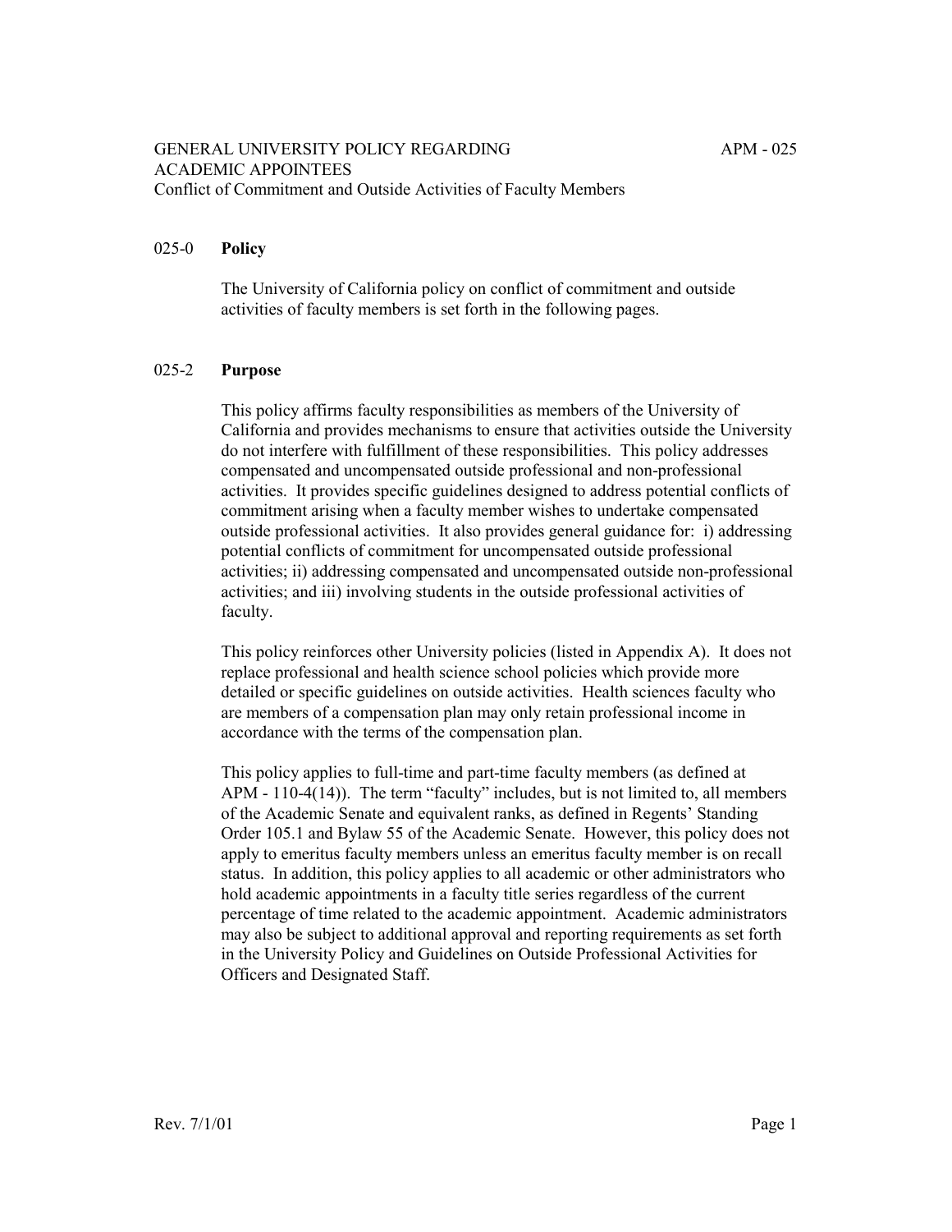GENERAL UNIVERSITY POLICY REGARDING ACADEMIC APPOINTEES

APM - 025

Conflict of Commitment and Outside Activities of Faculty Members

## 025-0 Policy

The University of California policy on conflict of commitment and outside activities of faculty members is set forth in the following pages.

## 025-2 Purpose

This policy affirms faculty responsibilities as members of the University of California and provides mechanisms to ensure that activities outside the University do not interfere with fulfillment of these responsibilities. This policy addresses compensated and uncompensated outside professional and non-professional activities. It provides specific guidelines designed to address potential conflicts of commitment arising when a faculty member wishes to undertake compensated outside professional activities. It also provides general guidance for: i) addressing potential conflicts of commitment for uncompensated outside professional activities; ii) addressing compensated and uncompensated outside non-professional activities; and iii) involving students in the outside professional activities of faculty.

This policy reinforces other University policies (listed in Appendix A). It does not replace professional and health science school policies which provide more detailed or specific guidelines on outside activities. Health sciences faculty who are members of a compensation plan may only retain professional income in accordance with the terms of the compensation plan.

This policy applies to full-time and part-time faculty members (as defined at APM - 110-4(14)). The term "faculty" includes, but is not limited to, all members of the Academic Senate and equivalent ranks, as defined in Regents' Standing Order 105.1 and Bylaw 55 of the Academic Senate. However, this policy does not apply to emeritus faculty members unless an emeritus faculty member is on recall status. In addition, this policy applies to all academic or other administrators who hold academic appointments in a faculty title series regardless of the current percentage of time related to the academic appointment. Academic administrators may also be subject to additional approval and reporting requirements as set forth in the University Policy and Guidelines on Outside Professional Activities for Officers and Designated Staff.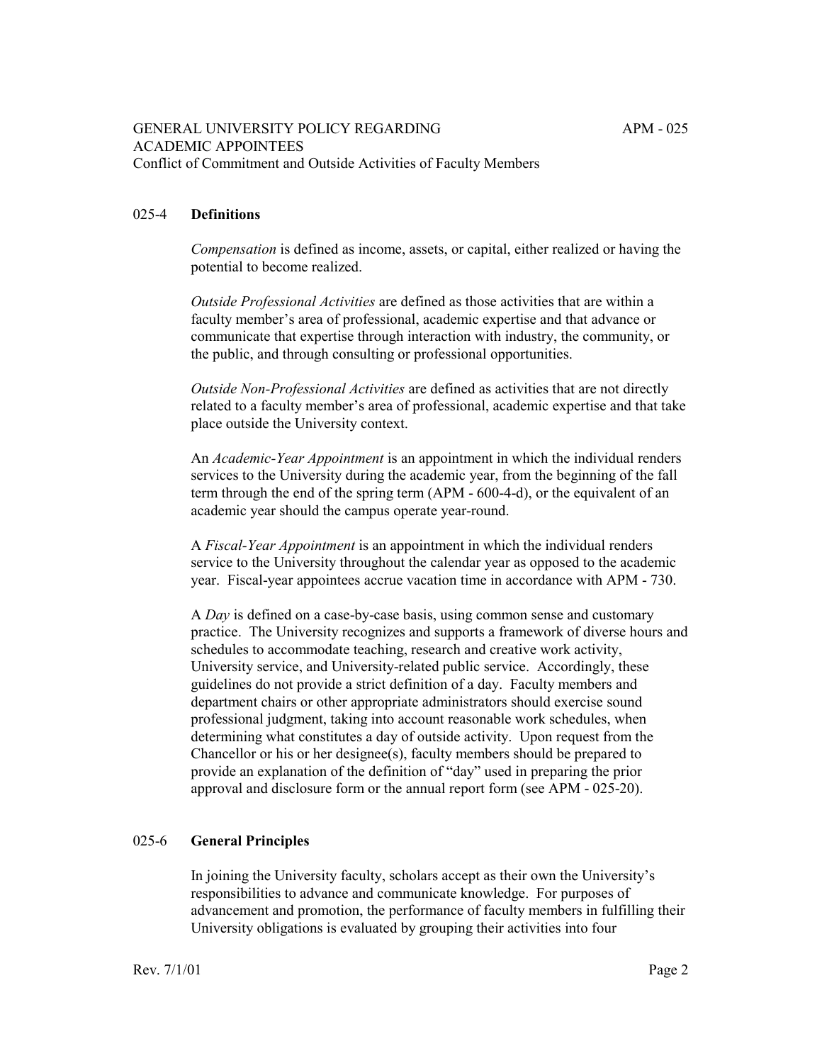## 025-4 **Definitions**

*Compensation* is defined as income, assets, or capital, either realized or having the potential to become realized.

*Outside Professional Activities* are defined as those activities that are within a faculty member's area of professional, academic expertise and that advance or communicate that expertise through interaction with industry, the community, or the public, and through consulting or professional opportunities.

*Outside Non-Professional Activities* are defined as activities that are not directly related to a faculty member's area of professional, academic expertise and that take place outside the University context.

An *Academic-Year Appointment* is an appointment in which the individual renders services to the University during the academic year, from the beginning of the fall term through the end of the spring term (APM - 600-4-d), or the equivalent of an academic year should the campus operate year-round.

A *Fiscal-Year Appointment* is an appointment in which the individual renders service to the University throughout the calendar year as opposed to the academic year. Fiscal-year appointees accrue vacation time in accordance with APM - 730.

A *Day* is defined on a case-by-case basis, using common sense and customary practice. The University recognizes and supports a framework of diverse hours and schedules to accommodate teaching, research and creative work activity, University service, and University-related public service. Accordingly, these guidelines do not provide a strict definition of a day. Faculty members and department chairs or other appropriate administrators should exercise sound professional judgment, taking into account reasonable work schedules, when determining what constitutes a day of outside activity. Upon request from the Chancellor or his or her designee(s), faculty members should be prepared to provide an explanation of the definition of "day" used in preparing the prior approval and disclosure form or the annual report form (see APM - 025-20).

## 025-6 **General Principles**

In joining the University faculty, scholars accept as their own the University's responsibilities to advance and communicate knowledge. For purposes of advancement and promotion, the performance of faculty members in fulfilling their University obligations is evaluated by grouping their activities into four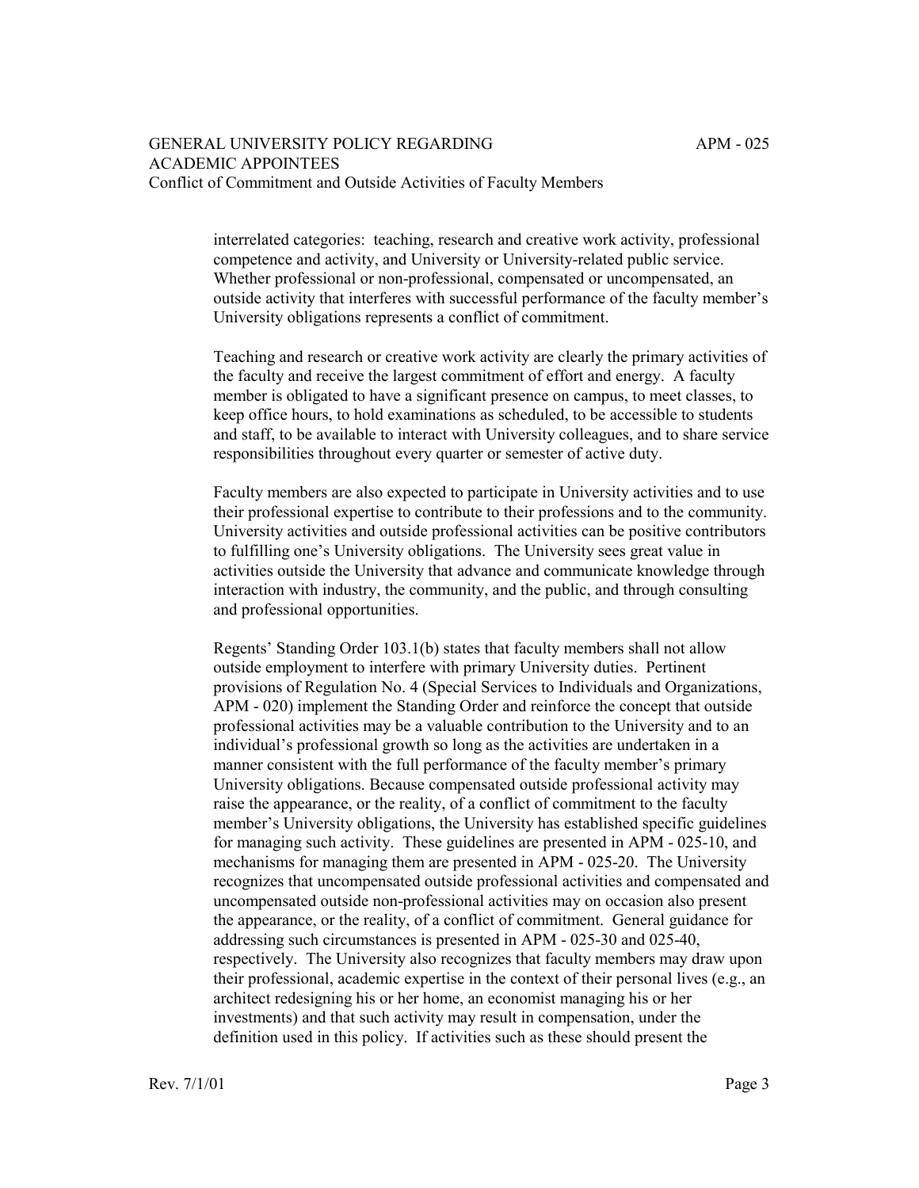interrelated categories: teaching, research and creative work activity, professional competence and activity, and University or University-related public service. Whether professional or non-professional, compensated or uncompensated, an outside activity that interferes with successful performance of the faculty member's University obligations represents a conflict of commitment.

Teaching and research or creative work activity are clearly the primary activities of the faculty and receive the largest commitment of effort and energy. A faculty member is obligated to have a significant presence on campus, to meet classes, to keep office hours, to hold examinations as scheduled, to be accessible to students and staff, to be available to interact with University colleagues, and to share service responsibilities throughout every quarter or semester of active duty.

Faculty members are also expected to participate in University activities and to use their professional expertise to contribute to their professions and to the community. University activities and outside professional activities can be positive contributors to fulfilling one's University obligations. The University sees great value in activities outside the University that advance and communicate knowledge through interaction with industry, the community, and the public, and through consulting and professional opportunities.

Regents' Standing Order 103.1(b) states that faculty members shall not allow outside employment to interfere with primary University duties. Pertinent provisions of Regulation No. 4 (Special Services to Individuals and Organizations, APM - 020) implement the Standing Order and reinforce the concept that outside professional activities may be a valuable contribution to the University and to an individual's professional growth so long as the activities are undertaken in a manner consistent with the full performance of the faculty member's primary University obligations. Because compensated outside professional activity may raise the appearance, or the reality, of a conflict of commitment to the faculty member's University obligations, the University has established specific guidelines for managing such activity. These guidelines are presented in APM - 025-10, and mechanisms for managing them are presented in APM - 025-20. The University recognizes that uncompensated outside professional activities and compensated and uncompensated outside non-professional activities may on occasion also present the appearance, or the reality, of a conflict of commitment. General guidance for addressing such circumstances is presented in APM - 025-30 and 025-40, respectively. The University also recognizes that faculty members may draw upon their professional, academic expertise in the context of their personal lives (e.g., an architect redesigning his or her home, an economist managing his or her investments) and that such activity may result in compensation, under the definition used in this policy. If activities such as these should present the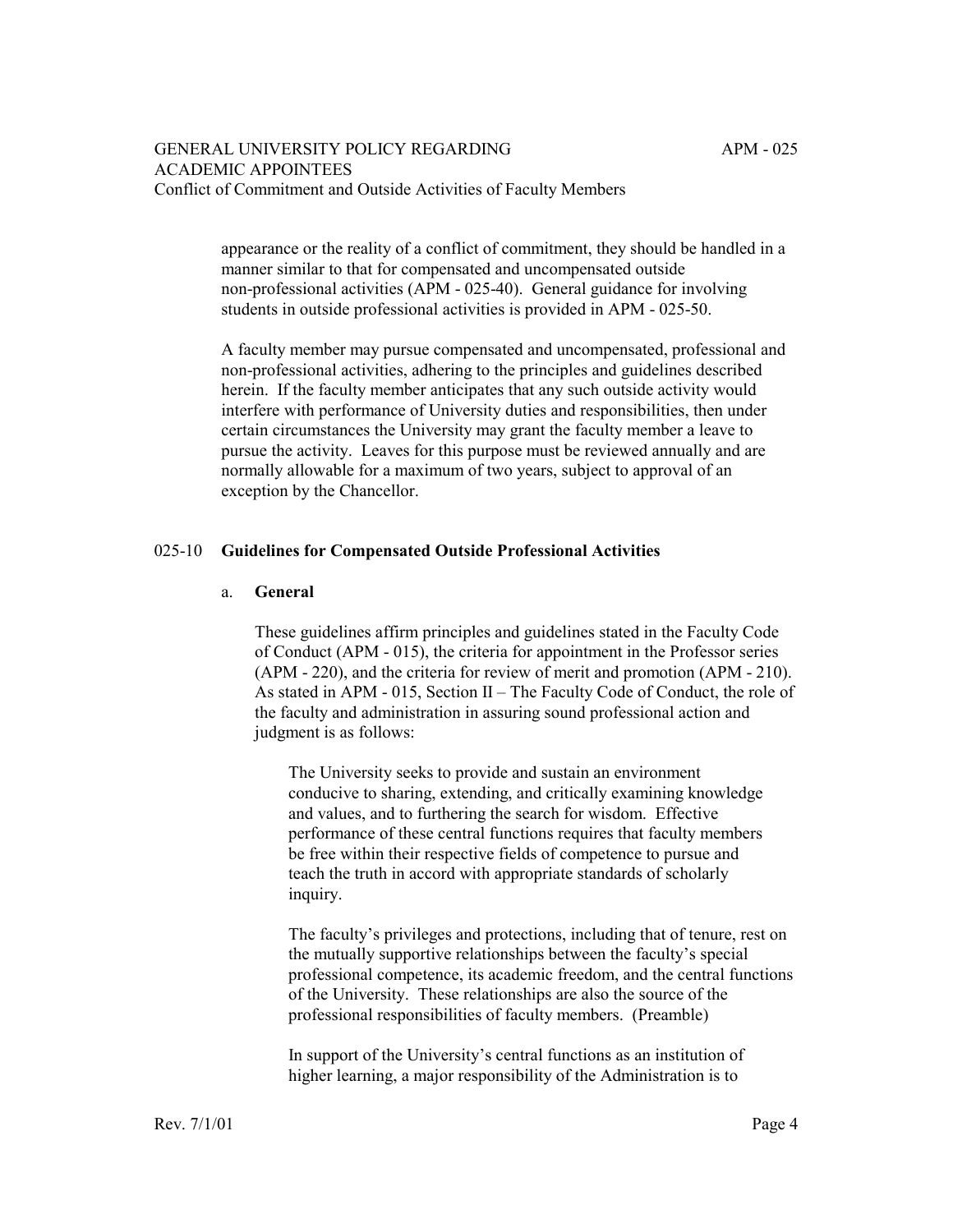appearance or the reality of a conflict of commitment, they should be handled in a manner similar to that for compensated and uncompensated outside non-professional activities (APM - 025-40). General guidance for involving students in outside professional activities is provided in APM - 025-50.

A faculty member may pursue compensated and uncompensated, professional and non-professional activities, adhering to the principles and guidelines described herein. If the faculty member anticipates that any such outside activity would interfere with performance of University duties and responsibilities, then under certain circumstances the University may grant the faculty member a leave to pursue the activity. Leaves for this purpose must be reviewed annually and are normally allowable for a maximum of two years, subject to approval of an exception by the Chancellor.

## 025-10 **Guidelines for Compensated Outside Professional Activities**

### a. **General**

These guidelines affirm principles and guidelines stated in the Faculty Code of Conduct (APM - 015), the criteria for appointment in the Professor series (APM - 220), and the criteria for review of merit and promotion (APM - 210). As stated in APM - 015, Section II – The Faculty Code of Conduct, the role of the faculty and administration in assuring sound professional action and judgment is as follows:

> The University seeks to provide and sustain an environment conducive to sharing, extending, and critically examining knowledge and values, and to furthering the search for wisdom. Effective performance of these central functions requires that faculty members be free within their respective fields of competence to pursue and teach the truth in accord with appropriate standards of scholarly inquiry.
>
> The faculty's privileges and protections, including that of tenure, rest on the mutually supportive relationships between the faculty's special professional competence, its academic freedom, and the central functions of the University. These relationships are also the source of the professional responsibilities of faculty members. (Preamble)
>
> In support of the University's central functions as an institution of higher learning, a major responsibility of the Administration is to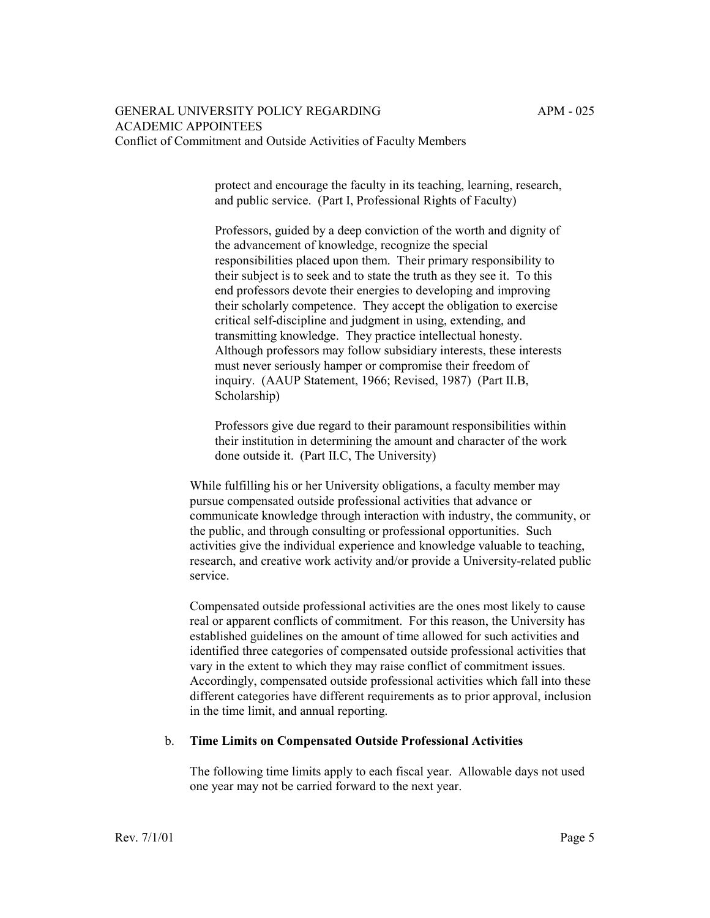protect and encourage the faculty in its teaching, learning, research, and public service. (Part I, Professional Rights of Faculty)

> Professors, guided by a deep conviction of the worth and dignity of the advancement of knowledge, recognize the special responsibilities placed upon them. Their primary responsibility to their subject is to seek and to state the truth as they see it. To this end professors devote their energies to developing and improving their scholarly competence. They accept the obligation to exercise critical self-discipline and judgment in using, extending, and transmitting knowledge. They practice intellectual honesty. Although professors may follow subsidiary interests, these interests must never seriously hamper or compromise their freedom of inquiry. (AAUP Statement, 1966; Revised, 1987) (Part II.B, Scholarship)

> Professors give due regard to their paramount responsibilities within their institution in determining the amount and character of the work done outside it. (Part II.C, The University)

While fulfilling his or her University obligations, a faculty member may pursue compensated outside professional activities that advance or communicate knowledge through interaction with industry, the community, or the public, and through consulting or professional opportunities. Such activities give the individual experience and knowledge valuable to teaching, research, and creative work activity and/or provide a University-related public service.

Compensated outside professional activities are the ones most likely to cause real or apparent conflicts of commitment. For this reason, the University has established guidelines on the amount of time allowed for such activities and identified three categories of compensated outside professional activities that vary in the extent to which they may raise conflict of commitment issues. Accordingly, compensated outside professional activities which fall into these different categories have different requirements as to prior approval, inclusion in the time limit, and annual reporting.

b. **Time Limits on Compensated Outside Professional Activities**

The following time limits apply to each fiscal year. Allowable days not used one year may not be carried forward to the next year.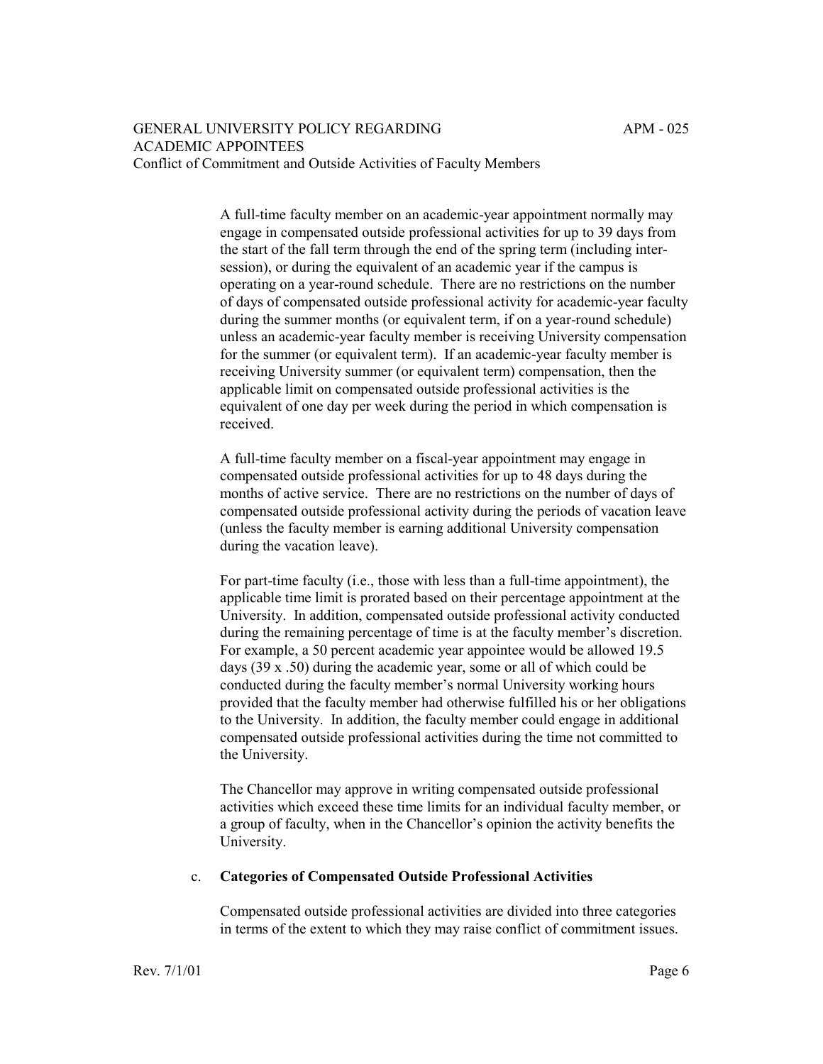A full-time faculty member on an academic-year appointment normally may engage in compensated outside professional activities for up to 39 days from the start of the fall term through the end of the spring term (including inter-session), or during the equivalent of an academic year if the campus is operating on a year-round schedule. There are no restrictions on the number of days of compensated outside professional activity for academic-year faculty during the summer months (or equivalent term, if on a year-round schedule) unless an academic-year faculty member is receiving University compensation for the summer (or equivalent term). If an academic-year faculty member is receiving University summer (or equivalent term) compensation, then the applicable limit on compensated outside professional activities is the equivalent of one day per week during the period in which compensation is received.

A full-time faculty member on a fiscal-year appointment may engage in compensated outside professional activities for up to 48 days during the months of active service. There are no restrictions on the number of days of compensated outside professional activity during the periods of vacation leave (unless the faculty member is earning additional University compensation during the vacation leave).

For part-time faculty (i.e., those with less than a full-time appointment), the applicable time limit is prorated based on their percentage appointment at the University. In addition, compensated outside professional activity conducted during the remaining percentage of time is at the faculty member's discretion. For example, a 50 percent academic year appointee would be allowed 19.5 days (39 x .50) during the academic year, some or all of which could be conducted during the faculty member's normal University working hours provided that the faculty member had otherwise fulfilled his or her obligations to the University. In addition, the faculty member could engage in additional compensated outside professional activities during the time not committed to the University.

The Chancellor may approve in writing compensated outside professional activities which exceed these time limits for an individual faculty member, or a group of faculty, when in the Chancellor's opinion the activity benefits the University.

c. **Categories of Compensated Outside Professional Activities**

Compensated outside professional activities are divided into three categories in terms of the extent to which they may raise conflict of commitment issues.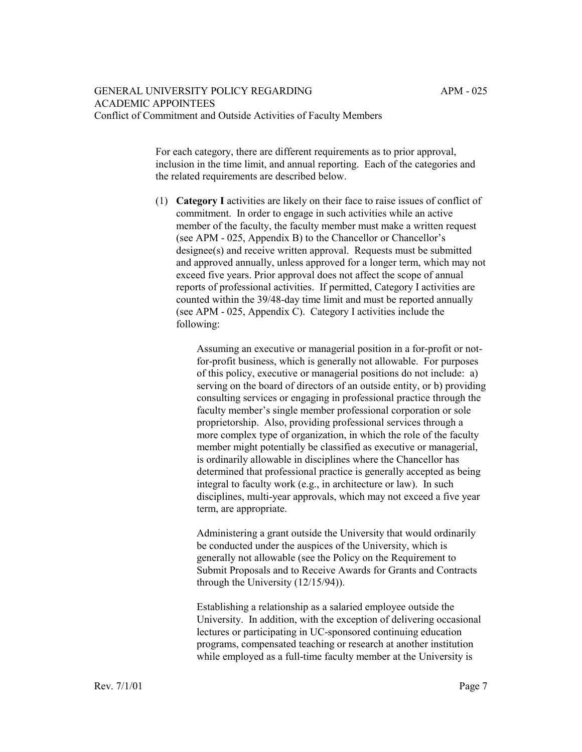For each category, there are different requirements as to prior approval, inclusion in the time limit, and annual reporting. Each of the categories and the related requirements are described below.

(1) **Category I** activities are likely on their face to raise issues of conflict of commitment. In order to engage in such activities while an active member of the faculty, the faculty member must make a written request (see APM - 025, Appendix B) to the Chancellor or Chancellor's designee(s) and receive written approval. Requests must be submitted and approved annually, unless approved for a longer term, which may not exceed five years. Prior approval does not affect the scope of annual reports of professional activities. If permitted, Category I activities are counted within the 39/48-day time limit and must be reported annually (see APM - 025, Appendix C). Category I activities include the following:

   Assuming an executive or managerial position in a for-profit or not-for-profit business, which is generally not allowable. For purposes of this policy, executive or managerial positions do not include: a) serving on the board of directors of an outside entity, or b) providing consulting services or engaging in professional practice through the faculty member's single member professional corporation or sole proprietorship. Also, providing professional services through a more complex type of organization, in which the role of the faculty member might potentially be classified as executive or managerial, is ordinarily allowable in disciplines where the Chancellor has determined that professional practice is generally accepted as being integral to faculty work (e.g., in architecture or law). In such disciplines, multi-year approvals, which may not exceed a five year term, are appropriate.

   Administering a grant outside the University that would ordinarily be conducted under the auspices of the University, which is generally not allowable (see the Policy on the Requirement to Submit Proposals and to Receive Awards for Grants and Contracts through the University (12/15/94)).

   Establishing a relationship as a salaried employee outside the University. In addition, with the exception of delivering occasional lectures or participating in UC-sponsored continuing education programs, compensated teaching or research at another institution while employed as a full-time faculty member at the University is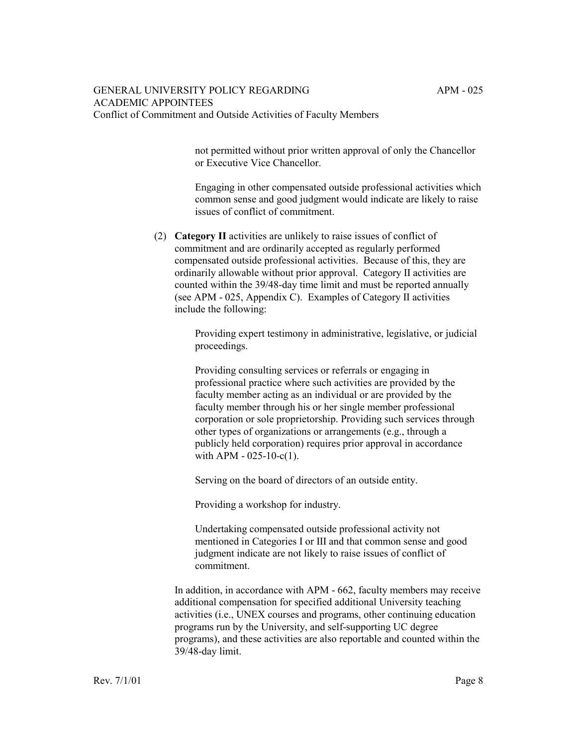not permitted without prior written approval of only the Chancellor or Executive Vice Chancellor.

Engaging in other compensated outside professional activities which common sense and good judgment would indicate are likely to raise issues of conflict of commitment.

(2) **Category II** activities are unlikely to raise issues of conflict of commitment and are ordinarily accepted as regularly performed compensated outside professional activities. Because of this, they are ordinarily allowable without prior approval. Category II activities are counted within the 39/48-day time limit and must be reported annually (see APM - 025, Appendix C). Examples of Category II activities include the following:

Providing expert testimony in administrative, legislative, or judicial proceedings.

Providing consulting services or referrals or engaging in professional practice where such activities are provided by the faculty member acting as an individual or are provided by the faculty member through his or her single member professional corporation or sole proprietorship. Providing such services through other types of organizations or arrangements (e.g., through a publicly held corporation) requires prior approval in accordance with APM - 025-10-c(1).

Serving on the board of directors of an outside entity.

Providing a workshop for industry.

Undertaking compensated outside professional activity not mentioned in Categories I or III and that common sense and good judgment indicate are not likely to raise issues of conflict of commitment.

In addition, in accordance with APM - 662, faculty members may receive additional compensation for specified additional University teaching activities (i.e., UNEX courses and programs, other continuing education programs run by the University, and self-supporting UC degree programs), and these activities are also reportable and counted within the 39/48-day limit.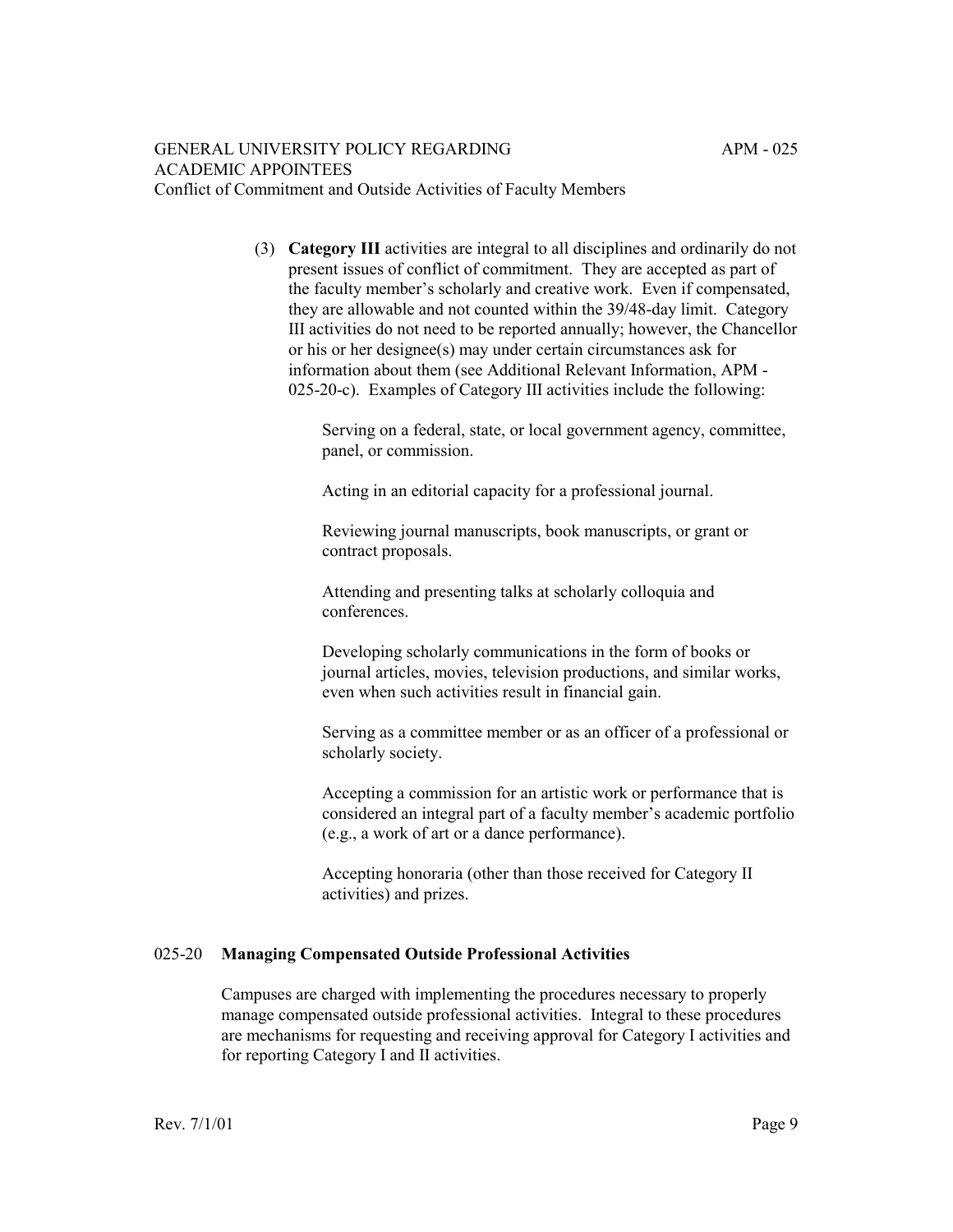(3) **Category III** activities are integral to all disciplines and ordinarily do not present issues of conflict of commitment. They are accepted as part of the faculty member's scholarly and creative work. Even if compensated, they are allowable and not counted within the 39/48-day limit. Category III activities do not need to be reported annually; however, the Chancellor or his or her designee(s) may under certain circumstances ask for information about them (see Additional Relevant Information, APM - 025-20-c). Examples of Category III activities include the following:

   Serving on a federal, state, or local government agency, committee, panel, or commission.

   Acting in an editorial capacity for a professional journal.

   Reviewing journal manuscripts, book manuscripts, or grant or contract proposals.

   Attending and presenting talks at scholarly colloquia and conferences.

   Developing scholarly communications in the form of books or journal articles, movies, television productions, and similar works, even when such activities result in financial gain.

   Serving as a committee member or as an officer of a professional or scholarly society.

   Accepting a commission for an artistic work or performance that is considered an integral part of a faculty member's academic portfolio (e.g., a work of art or a dance performance).

   Accepting honoraria (other than those received for Category II activities) and prizes.

## 025-20 **Managing Compensated Outside Professional Activities**

Campuses are charged with implementing the procedures necessary to properly manage compensated outside professional activities. Integral to these procedures are mechanisms for requesting and receiving approval for Category I activities and for reporting Category I and II activities.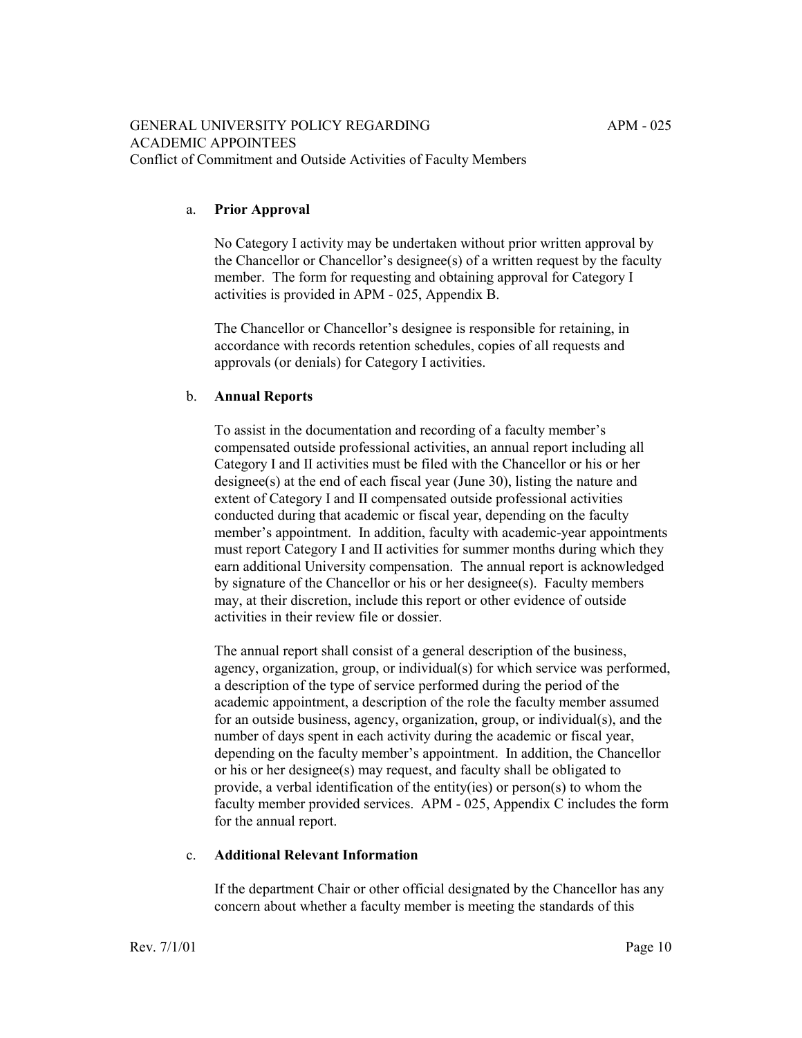a. **Prior Approval**

No Category I activity may be undertaken without prior written approval by the Chancellor or Chancellor's designee(s) of a written request by the faculty member. The form for requesting and obtaining approval for Category I activities is provided in APM - 025, Appendix B.

The Chancellor or Chancellor's designee is responsible for retaining, in accordance with records retention schedules, copies of all requests and approvals (or denials) for Category I activities.

b. **Annual Reports**

To assist in the documentation and recording of a faculty member's compensated outside professional activities, an annual report including all Category I and II activities must be filed with the Chancellor or his or her designee(s) at the end of each fiscal year (June 30), listing the nature and extent of Category I and II compensated outside professional activities conducted during that academic or fiscal year, depending on the faculty member's appointment. In addition, faculty with academic-year appointments must report Category I and II activities for summer months during which they earn additional University compensation. The annual report is acknowledged by signature of the Chancellor or his or her designee(s). Faculty members may, at their discretion, include this report or other evidence of outside activities in their review file or dossier.

The annual report shall consist of a general description of the business, agency, organization, group, or individual(s) for which service was performed, a description of the type of service performed during the period of the academic appointment, a description of the role the faculty member assumed for an outside business, agency, organization, group, or individual(s), and the number of days spent in each activity during the academic or fiscal year, depending on the faculty member's appointment. In addition, the Chancellor or his or her designee(s) may request, and faculty shall be obligated to provide, a verbal identification of the entity(ies) or person(s) to whom the faculty member provided services. APM - 025, Appendix C includes the form for the annual report.

c. **Additional Relevant Information**

If the department Chair or other official designated by the Chancellor has any concern about whether a faculty member is meeting the standards of this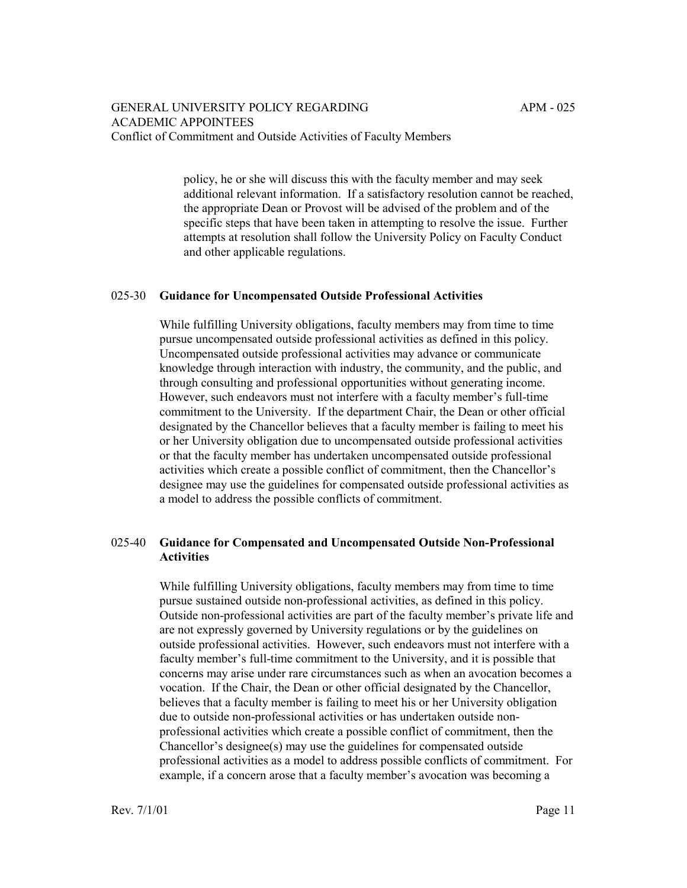policy, he or she will discuss this with the faculty member and may seek additional relevant information. If a satisfactory resolution cannot be reached, the appropriate Dean or Provost will be advised of the problem and of the specific steps that have been taken in attempting to resolve the issue. Further attempts at resolution shall follow the University Policy on Faculty Conduct and other applicable regulations.

## 025-30 Guidance for Uncompensated Outside Professional Activities

While fulfilling University obligations, faculty members may from time to time pursue uncompensated outside professional activities as defined in this policy. Uncompensated outside professional activities may advance or communicate knowledge through interaction with industry, the community, and the public, and through consulting and professional opportunities without generating income. However, such endeavors must not interfere with a faculty member's full-time commitment to the University. If the department Chair, the Dean or other official designated by the Chancellor believes that a faculty member is failing to meet his or her University obligation due to uncompensated outside professional activities or that the faculty member has undertaken uncompensated outside professional activities which create a possible conflict of commitment, then the Chancellor's designee may use the guidelines for compensated outside professional activities as a model to address the possible conflicts of commitment.

## 025-40 Guidance for Compensated and Uncompensated Outside Non-Professional Activities

While fulfilling University obligations, faculty members may from time to time pursue sustained outside non-professional activities, as defined in this policy. Outside non-professional activities are part of the faculty member's private life and are not expressly governed by University regulations or by the guidelines on outside professional activities. However, such endeavors must not interfere with a faculty member's full-time commitment to the University, and it is possible that concerns may arise under rare circumstances such as when an avocation becomes a vocation. If the Chair, the Dean or other official designated by the Chancellor, believes that a faculty member is failing to meet his or her University obligation due to outside non-professional activities or has undertaken outside non-professional activities which create a possible conflict of commitment, then the Chancellor's designee(s) may use the guidelines for compensated outside professional activities as a model to address possible conflicts of commitment. For example, if a concern arose that a faculty member's avocation was becoming a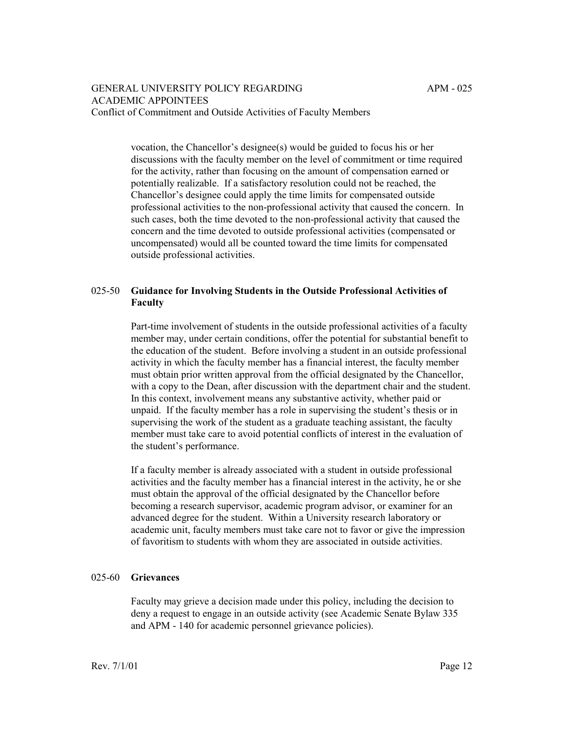vocation, the Chancellor's designee(s) would be guided to focus his or her discussions with the faculty member on the level of commitment or time required for the activity, rather than focusing on the amount of compensation earned or potentially realizable. If a satisfactory resolution could not be reached, the Chancellor's designee could apply the time limits for compensated outside professional activities to the non-professional activity that caused the concern. In such cases, both the time devoted to the non-professional activity that caused the concern and the time devoted to outside professional activities (compensated or uncompensated) would all be counted toward the time limits for compensated outside professional activities.

## 025-50 Guidance for Involving Students in the Outside Professional Activities of Faculty

Part-time involvement of students in the outside professional activities of a faculty member may, under certain conditions, offer the potential for substantial benefit to the education of the student. Before involving a student in an outside professional activity in which the faculty member has a financial interest, the faculty member must obtain prior written approval from the official designated by the Chancellor, with a copy to the Dean, after discussion with the department chair and the student. In this context, involvement means any substantive activity, whether paid or unpaid. If the faculty member has a role in supervising the student's thesis or in supervising the work of the student as a graduate teaching assistant, the faculty member must take care to avoid potential conflicts of interest in the evaluation of the student's performance.

If a faculty member is already associated with a student in outside professional activities and the faculty member has a financial interest in the activity, he or she must obtain the approval of the official designated by the Chancellor before becoming a research supervisor, academic program advisor, or examiner for an advanced degree for the student. Within a University research laboratory or academic unit, faculty members must take care not to favor or give the impression of favoritism to students with whom they are associated in outside activities.

## 025-60 Grievances

Faculty may grieve a decision made under this policy, including the decision to deny a request to engage in an outside activity (see Academic Senate Bylaw 335 and APM - 140 for academic personnel grievance policies).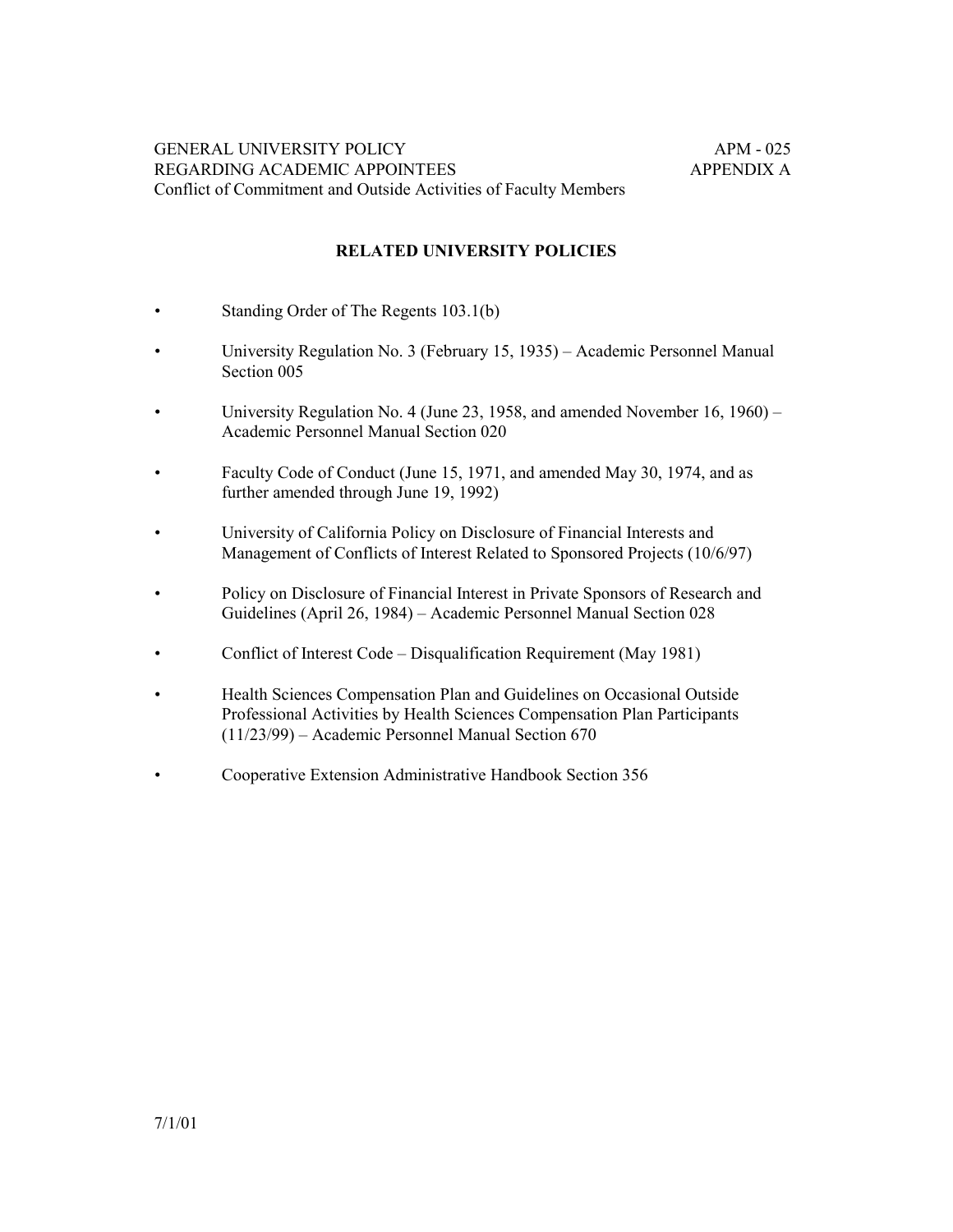GENERAL UNIVERSITY POLICY REGARDING ACADEMIC APPOINTEES — APM - 025 APPENDIX A

Conflict of Commitment and Outside Activities of Faculty Members

## RELATED UNIVERSITY POLICIES

- Standing Order of The Regents 103.1(b)
- University Regulation No. 3 (February 15, 1935) – Academic Personnel Manual Section 005
- University Regulation No. 4 (June 23, 1958, and amended November 16, 1960) – Academic Personnel Manual Section 020
- Faculty Code of Conduct (June 15, 1971, and amended May 30, 1974, and as further amended through June 19, 1992)
- University of California Policy on Disclosure of Financial Interests and Management of Conflicts of Interest Related to Sponsored Projects (10/6/97)
- Policy on Disclosure of Financial Interest in Private Sponsors of Research and Guidelines (April 26, 1984) – Academic Personnel Manual Section 028
- Conflict of Interest Code – Disqualification Requirement (May 1981)
- Health Sciences Compensation Plan and Guidelines on Occasional Outside Professional Activities by Health Sciences Compensation Plan Participants (11/23/99) – Academic Personnel Manual Section 670
- Cooperative Extension Administrative Handbook Section 356

7/1/01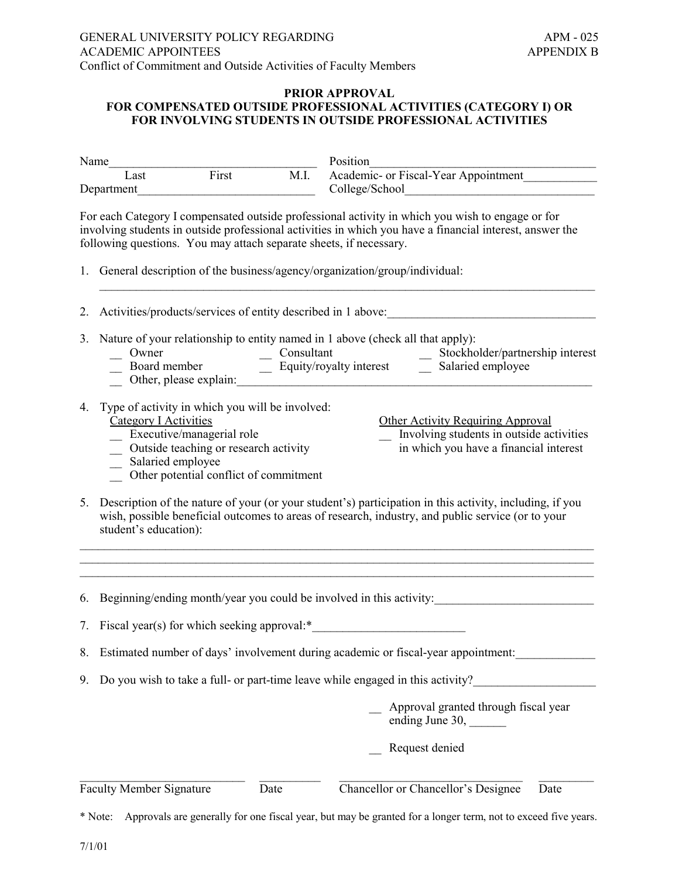GENERAL UNIVERSITY POLICY REGARDING ACADEMIC APPOINTEES
Conflict of Commitment and Outside Activities of Faculty Members

APM - 025
APPENDIX B

## PRIOR APPROVAL
## FOR COMPENSATED OUTSIDE PROFESSIONAL ACTIVITIES (CATEGORY I) OR FOR INVOLVING STUDENTS IN OUTSIDE PROFESSIONAL ACTIVITIES

Name__________________________________ Position_____________________________________
Last First M.I. Academic- or Fiscal-Year Appointment___________
Department____________________________ College/School________________________________

For each Category I compensated outside professional activity in which you wish to engage or for involving students in outside professional activities in which you have a financial interest, answer the following questions. You may attach separate sheets, if necessary.

1. General description of the business/agency/organization/group/individual:
   ______________________________________________________________________________

2. Activities/products/services of entity described in 1 above:_________________________________

3. Nature of your relationship to entity named in 1 above (check all that apply):
   - __ Owner
   - __ Consultant
   - __ Stockholder/partnership interest
   - __ Board member
   - __ Equity/royalty interest
   - __ Salaried employee
   - __ Other, please explain:______________________________________________________________

4. Type of activity in which you will be involved:

   Category I Activities
   - __ Executive/managerial role
   - __ Outside teaching or research activity
   - __ Salaried employee
   - __ Other potential conflict of commitment

   Other Activity Requiring Approval
   - __ Involving students in outside activities in which you have a financial interest

5. Description of the nature of your (or your student's) participation in this activity, including, if you wish, possible beneficial outcomes to areas of research, industry, and public service (or to your student's education):
   ______________________________________________________________________________
   ______________________________________________________________________________
   ______________________________________________________________________________

6. Beginning/ending month/year you could be involved in this activity:__________________________

7. Fiscal year(s) for which seeking approval:*_________________________

8. Estimated number of days' involvement during academic or fiscal-year appointment:_____________

9. Do you wish to take a full- or part-time leave while engaged in this activity?___________________

__ Approval granted through fiscal year ending June 30, ______

__ Request denied

___________________________ __________ ______________________________ _________
Faculty Member Signature Date Chancellor or Chancellor's Designee Date

\* Note: Approvals are generally for one fiscal year, but may be granted for a longer term, not to exceed five years.

7/1/01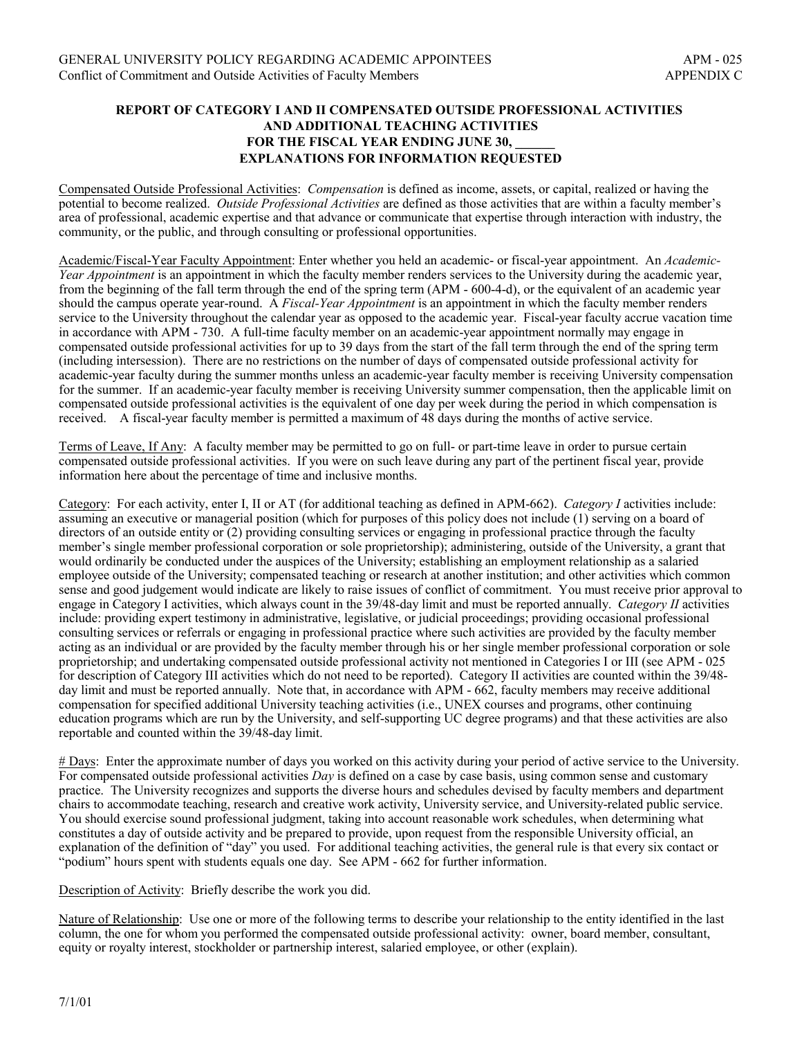## REPORT OF CATEGORY I AND II COMPENSATED OUTSIDE PROFESSIONAL ACTIVITIES AND ADDITIONAL TEACHING ACTIVITIES FOR THE FISCAL YEAR ENDING JUNE 30, ______ EXPLANATIONS FOR INFORMATION REQUESTED

Compensated Outside Professional Activities: *Compensation* is defined as income, assets, or capital, realized or having the potential to become realized. *Outside Professional Activities* are defined as those activities that are within a faculty member's area of professional, academic expertise and that advance or communicate that expertise through interaction with industry, the community, or the public, and through consulting or professional opportunities.

Academic/Fiscal-Year Faculty Appointment: Enter whether you held an academic- or fiscal-year appointment. An *Academic-Year Appointment* is an appointment in which the faculty member renders services to the University during the academic year, from the beginning of the fall term through the end of the spring term (APM - 600-4-d), or the equivalent of an academic year should the campus operate year-round. A *Fiscal-Year Appointment* is an appointment in which the faculty member renders service to the University throughout the calendar year as opposed to the academic year. Fiscal-year faculty accrue vacation time in accordance with APM - 730. A full-time faculty member on an academic-year appointment normally may engage in compensated outside professional activities for up to 39 days from the start of the fall term through the end of the spring term (including intersession). There are no restrictions on the number of days of compensated outside professional activity for academic-year faculty during the summer months unless an academic-year faculty member is receiving University compensation for the summer. If an academic-year faculty member is receiving University summer compensation, then the applicable limit on compensated outside professional activities is the equivalent of one day per week during the period in which compensation is received. A fiscal-year faculty member is permitted a maximum of 48 days during the months of active service.

Terms of Leave, If Any: A faculty member may be permitted to go on full- or part-time leave in order to pursue certain compensated outside professional activities. If you were on such leave during any part of the pertinent fiscal year, provide information here about the percentage of time and inclusive months.

Category: For each activity, enter I, II or AT (for additional teaching as defined in APM-662). *Category I* activities include: assuming an executive or managerial position (which for purposes of this policy does not include (1) serving on a board of directors of an outside entity or (2) providing consulting services or engaging in professional practice through the faculty member's single member professional corporation or sole proprietorship); administering, outside of the University, a grant that would ordinarily be conducted under the auspices of the University; establishing an employment relationship as a salaried employee outside of the University; compensated teaching or research at another institution; and other activities which common sense and good judgement would indicate are likely to raise issues of conflict of commitment. You must receive prior approval to engage in Category I activities, which always count in the 39/48-day limit and must be reported annually. *Category II* activities include: providing expert testimony in administrative, legislative, or judicial proceedings; providing occasional professional consulting services or referrals or engaging in professional practice where such activities are provided by the faculty member acting as an individual or are provided by the faculty member through his or her single member professional corporation or sole proprietorship; and undertaking compensated outside professional activity not mentioned in Categories I or III (see APM - 025 for description of Category III activities which do not need to be reported). Category II activities are counted within the 39/48-day limit and must be reported annually. Note that, in accordance with APM - 662, faculty members may receive additional compensation for specified additional University teaching activities (i.e., UNEX courses and programs, other continuing education programs which are run by the University, and self-supporting UC degree programs) and that these activities are also reportable and counted within the 39/48-day limit.

\# Days: Enter the approximate number of days you worked on this activity during your period of active service to the University. For compensated outside professional activities *Day* is defined on a case by case basis, using common sense and customary practice. The University recognizes and supports the diverse hours and schedules devised by faculty members and department chairs to accommodate teaching, research and creative work activity, University service, and University-related public service. You should exercise sound professional judgment, taking into account reasonable work schedules, when determining what constitutes a day of outside activity and be prepared to provide, upon request from the responsible University official, an explanation of the definition of "day" you used. For additional teaching activities, the general rule is that every six contact or "podium" hours spent with students equals one day. See APM - 662 for further information.

Description of Activity: Briefly describe the work you did.

Nature of Relationship: Use one or more of the following terms to describe your relationship to the entity identified in the last column, the one for whom you performed the compensated outside professional activity: owner, board member, consultant, equity or royalty interest, stockholder or partnership interest, salaried employee, or other (explain).

7/1/01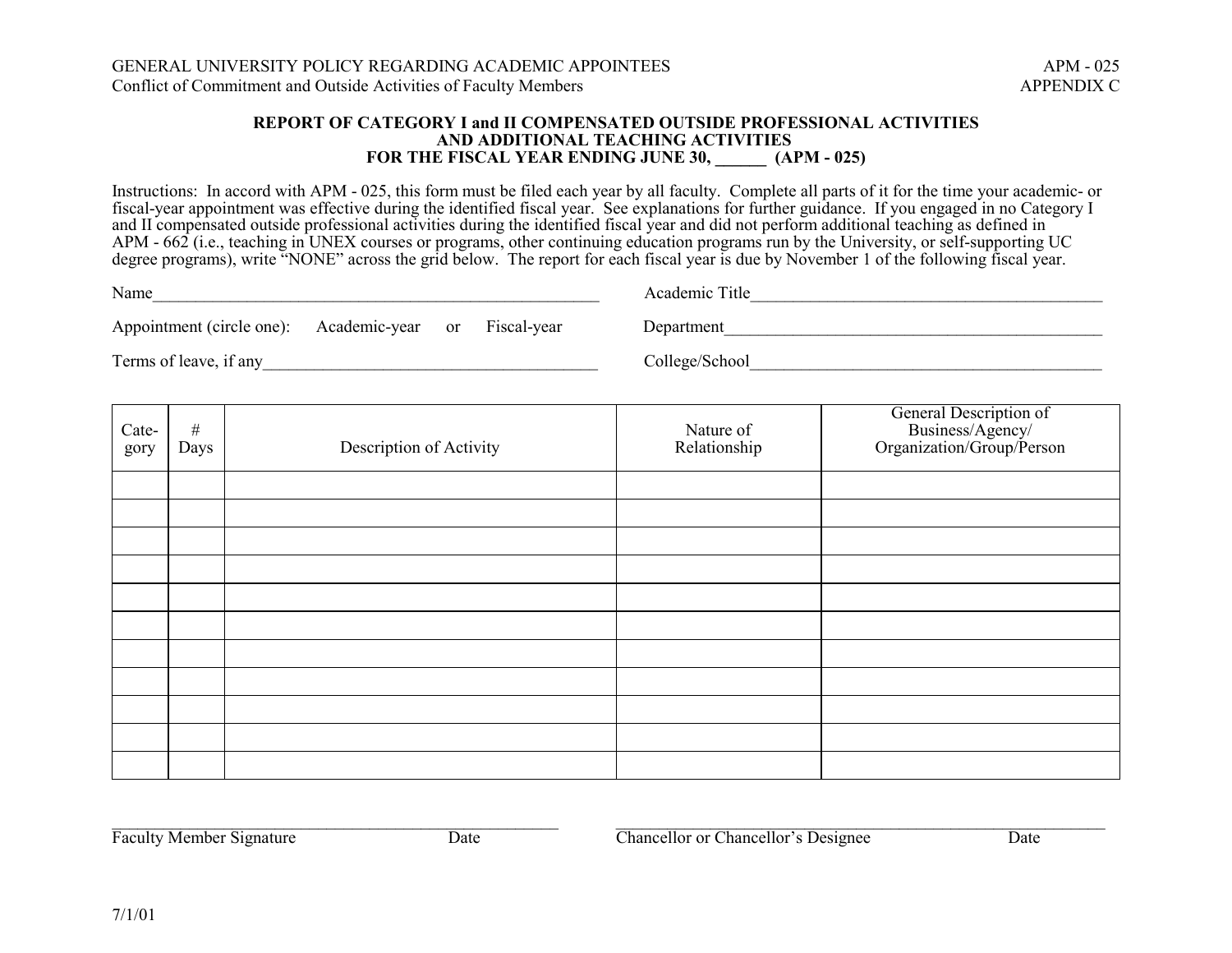GENERAL UNIVERSITY POLICY REGARDING ACADEMIC APPOINTEES
Conflict of Commitment and Outside Activities of Faculty Members

APM - 025
APPENDIX C

**REPORT OF CATEGORY I and II COMPENSATED OUTSIDE PROFESSIONAL ACTIVITIES AND ADDITIONAL TEACHING ACTIVITIES FOR THE FISCAL YEAR ENDING JUNE 30, ______ (APM - 025)**

Instructions: In accord with APM - 025, this form must be filed each year by all faculty. Complete all parts of it for the time your academic- or fiscal-year appointment was effective during the identified fiscal year. See explanations for further guidance. If you engaged in no Category I and II compensated outside professional activities during the identified fiscal year and did not perform additional teaching as defined in APM - 662 (i.e., teaching in UNEX courses or programs, other continuing education programs run by the University, or self-supporting UC degree programs), write "NONE" across the grid below. The report for each fiscal year is due by November 1 of the following fiscal year.

Name______________________________________________________ Academic Title__________________________________________

Appointment (circle one): Academic-year or Fiscal-year Department______________________________________________

Terms of leave, if any________________________________________ College/School__________________________________________

| Category | # Days | Description of Activity | Nature of Relationship | General Description of Business/Agency/ Organization/Group/Person |
|---|---|---|---|---|
| | | | | |
| | | | | |
| | | | | |
| | | | | |
| | | | | |
| | | | | |
| | | | | |
| | | | | |
| | | | | |
| | | | | |
| | | | | |

_____________________________________________________ _________________________________________________________

Faculty Member Signature Date Chancellor or Chancellor's Designee Date

7/1/01